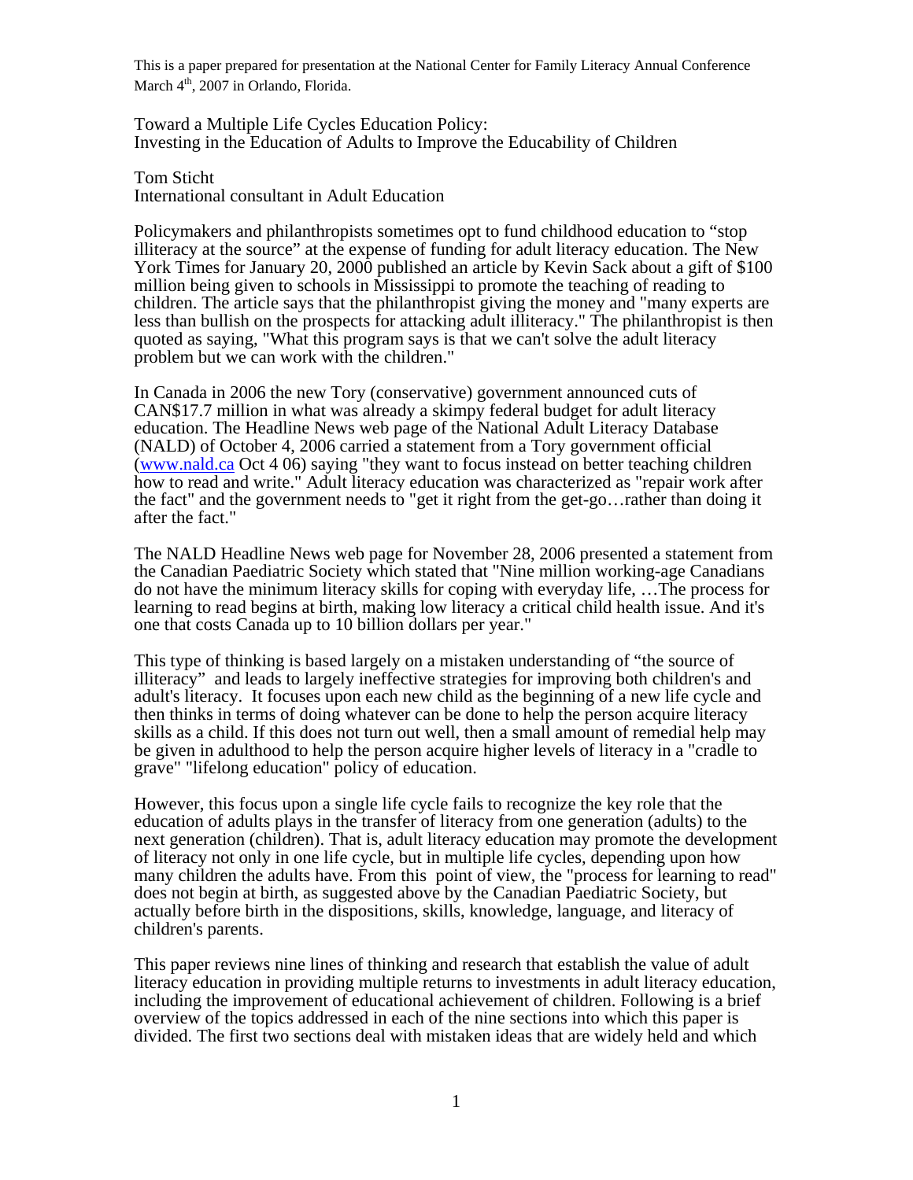This is a paper prepared for presentation at the National Center for Family Literacy Annual Conference March 4th, 2007 in Orlando, Florida.

# Toward a Multiple Life Cycles Education Policy: Investing in the Education of Adults to Improve the Educability of Children

Tom Sticht
International consultant in Adult Education

Policymakers and philanthropists sometimes opt to fund childhood education to "stop illiteracy at the source" at the expense of funding for adult literacy education. The New York Times for January 20, 2000 published an article by Kevin Sack about a gift of $100 million being given to schools in Mississippi to promote the teaching of reading to children. The article says that the philanthropist giving the money and "many experts are less than bullish on the prospects for attacking adult illiteracy." The philanthropist is then quoted as saying, "What this program says is that we can't solve the adult literacy problem but we can work with the children."

In Canada in 2006 the new Tory (conservative) government announced cuts of CAN$17.7 million in what was already a skimpy federal budget for adult literacy education. The Headline News web page of the National Adult Literacy Database (NALD) of October 4, 2006 carried a statement from a Tory government official (www.nald.ca Oct 4 06) saying "they want to focus instead on better teaching children how to read and write." Adult literacy education was characterized as "repair work after the fact" and the government needs to "get it right from the get-go…rather than doing it after the fact."

The NALD Headline News web page for November 28, 2006 presented a statement from the Canadian Paediatric Society which stated that "Nine million working-age Canadians do not have the minimum literacy skills for coping with everyday life, …The process for learning to read begins at birth, making low literacy a critical child health issue. And it's one that costs Canada up to 10 billion dollars per year."

This type of thinking is based largely on a mistaken understanding of "the source of illiteracy" and leads to largely ineffective strategies for improving both children's and adult's literacy. It focuses upon each new child as the beginning of a new life cycle and then thinks in terms of doing whatever can be done to help the person acquire literacy skills as a child. If this does not turn out well, then a small amount of remedial help may be given in adulthood to help the person acquire higher levels of literacy in a "cradle to grave" "lifelong education" policy of education.

However, this focus upon a single life cycle fails to recognize the key role that the education of adults plays in the transfer of literacy from one generation (adults) to the next generation (children). That is, adult literacy education may promote the development of literacy not only in one life cycle, but in multiple life cycles, depending upon how many children the adults have. From this point of view, the "process for learning to read" does not begin at birth, as suggested above by the Canadian Paediatric Society, but actually before birth in the dispositions, skills, knowledge, language, and literacy of children's parents.

This paper reviews nine lines of thinking and research that establish the value of adult literacy education in providing multiple returns to investments in adult literacy education, including the improvement of educational achievement of children. Following is a brief overview of the topics addressed in each of the nine sections into which this paper is divided. The first two sections deal with mistaken ideas that are widely held and which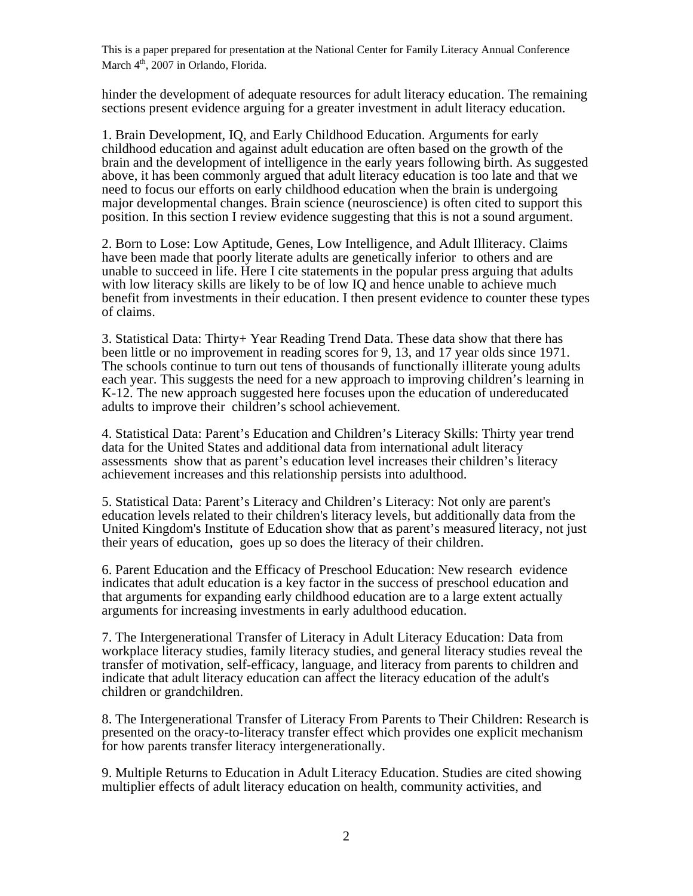hinder the development of adequate resources for adult literacy education. The remaining sections present evidence arguing for a greater investment in adult literacy education.

1. Brain Development, IQ, and Early Childhood Education. Arguments for early childhood education and against adult education are often based on the growth of the brain and the development of intelligence in the early years following birth. As suggested above, it has been commonly argued that adult literacy education is too late and that we need to focus our efforts on early childhood education when the brain is undergoing major developmental changes. Brain science (neuroscience) is often cited to support this position. In this section I review evidence suggesting that this is not a sound argument.

2. Born to Lose: Low Aptitude, Genes, Low Intelligence, and Adult Illiteracy. Claims have been made that poorly literate adults are genetically inferior to others and are unable to succeed in life. Here I cite statements in the popular press arguing that adults with low literacy skills are likely to be of low IQ and hence unable to achieve much benefit from investments in their education. I then present evidence to counter these types of claims.

3. Statistical Data: Thirty+ Year Reading Trend Data. These data show that there has been little or no improvement in reading scores for 9, 13, and 17 year olds since 1971. The schools continue to turn out tens of thousands of functionally illiterate young adults each year. This suggests the need for a new approach to improving children's learning in K-12. The new approach suggested here focuses upon the education of undereducated adults to improve their children's school achievement.

4. Statistical Data: Parent's Education and Children's Literacy Skills: Thirty year trend data for the United States and additional data from international adult literacy assessments show that as parent's education level increases their children's literacy achievement increases and this relationship persists into adulthood.

5. Statistical Data: Parent's Literacy and Children's Literacy: Not only are parent's education levels related to their children's literacy levels, but additionally data from the United Kingdom's Institute of Education show that as parent's measured literacy, not just their years of education, goes up so does the literacy of their children.

6. Parent Education and the Efficacy of Preschool Education: New research evidence indicates that adult education is a key factor in the success of preschool education and that arguments for expanding early childhood education are to a large extent actually arguments for increasing investments in early adulthood education.

7. The Intergenerational Transfer of Literacy in Adult Literacy Education: Data from workplace literacy studies, family literacy studies, and general literacy studies reveal the transfer of motivation, self-efficacy, language, and literacy from parents to children and indicate that adult literacy education can affect the literacy education of the adult's children or grandchildren.

8. The Intergenerational Transfer of Literacy From Parents to Their Children: Research is presented on the oracy-to-literacy transfer effect which provides one explicit mechanism for how parents transfer literacy intergenerationally.

9. Multiple Returns to Education in Adult Literacy Education. Studies are cited showing multiplier effects of adult literacy education on health, community activities, and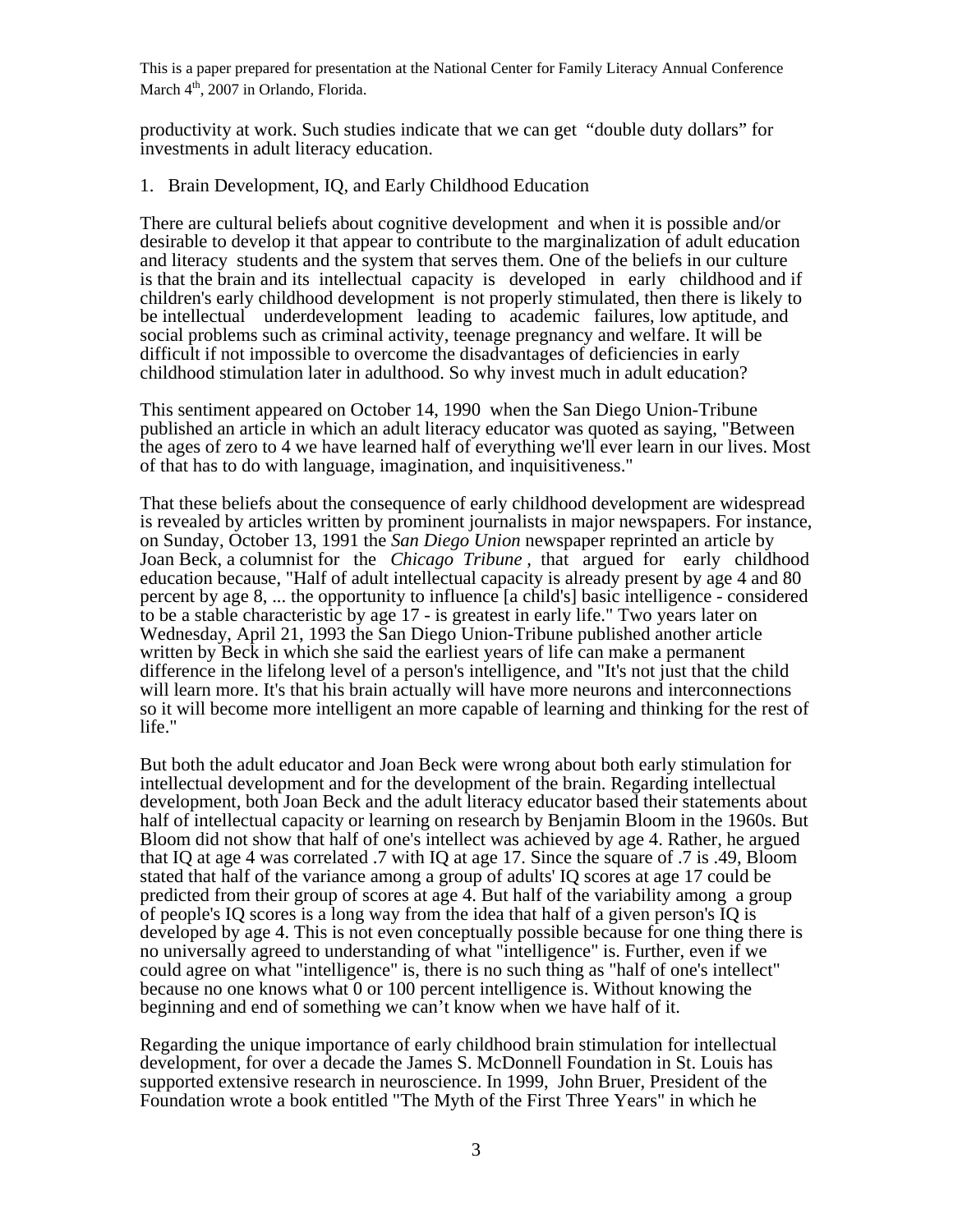productivity at work. Such studies indicate that we can get "double duty dollars" for investments in adult literacy education.

1. Brain Development, IQ, and Early Childhood Education

There are cultural beliefs about cognitive development and when it is possible and/or desirable to develop it that appear to contribute to the marginalization of adult education and literacy students and the system that serves them. One of the beliefs in our culture is that the brain and its intellectual capacity is developed in early childhood and if children's early childhood development is not properly stimulated, then there is likely to be intellectual underdevelopment leading to academic failures, low aptitude, and social problems such as criminal activity, teenage pregnancy and welfare. It will be difficult if not impossible to overcome the disadvantages of deficiencies in early childhood stimulation later in adulthood. So why invest much in adult education?

This sentiment appeared on October 14, 1990 when the San Diego Union-Tribune published an article in which an adult literacy educator was quoted as saying, "Between the ages of zero to 4 we have learned half of everything we'll ever learn in our lives. Most of that has to do with language, imagination, and inquisitiveness."

That these beliefs about the consequence of early childhood development are widespread is revealed by articles written by prominent journalists in major newspapers. For instance, on Sunday, October 13, 1991 the *San Diego Union* newspaper reprinted an article by Joan Beck, a columnist for the *Chicago Tribune*, that argued for early childhood education because, "Half of adult intellectual capacity is already present by age 4 and 80 percent by age 8, ... the opportunity to influence [a child's] basic intelligence - considered to be a stable characteristic by age 17 - is greatest in early life." Two years later on Wednesday, April 21, 1993 the San Diego Union-Tribune published another article written by Beck in which she said the earliest years of life can make a permanent difference in the lifelong level of a person's intelligence, and "It's not just that the child will learn more. It's that his brain actually will have more neurons and interconnections so it will become more intelligent an more capable of learning and thinking for the rest of life."

But both the adult educator and Joan Beck were wrong about both early stimulation for intellectual development and for the development of the brain. Regarding intellectual development, both Joan Beck and the adult literacy educator based their statements about half of intellectual capacity or learning on research by Benjamin Bloom in the 1960s. But Bloom did not show that half of one's intellect was achieved by age 4. Rather, he argued that IQ at age 4 was correlated .7 with IQ at age 17. Since the square of .7 is .49, Bloom stated that half of the variance among a group of adults' IQ scores at age 17 could be predicted from their group of scores at age 4. But half of the variability among a group of people's IQ scores is a long way from the idea that half of a given person's IQ is developed by age 4. This is not even conceptually possible because for one thing there is no universally agreed to understanding of what "intelligence" is. Further, even if we could agree on what "intelligence" is, there is no such thing as "half of one's intellect" because no one knows what 0 or 100 percent intelligence is. Without knowing the beginning and end of something we can't know when we have half of it.

Regarding the unique importance of early childhood brain stimulation for intellectual development, for over a decade the James S. McDonnell Foundation in St. Louis has supported extensive research in neuroscience. In 1999, John Bruer, President of the Foundation wrote a book entitled "The Myth of the First Three Years" in which he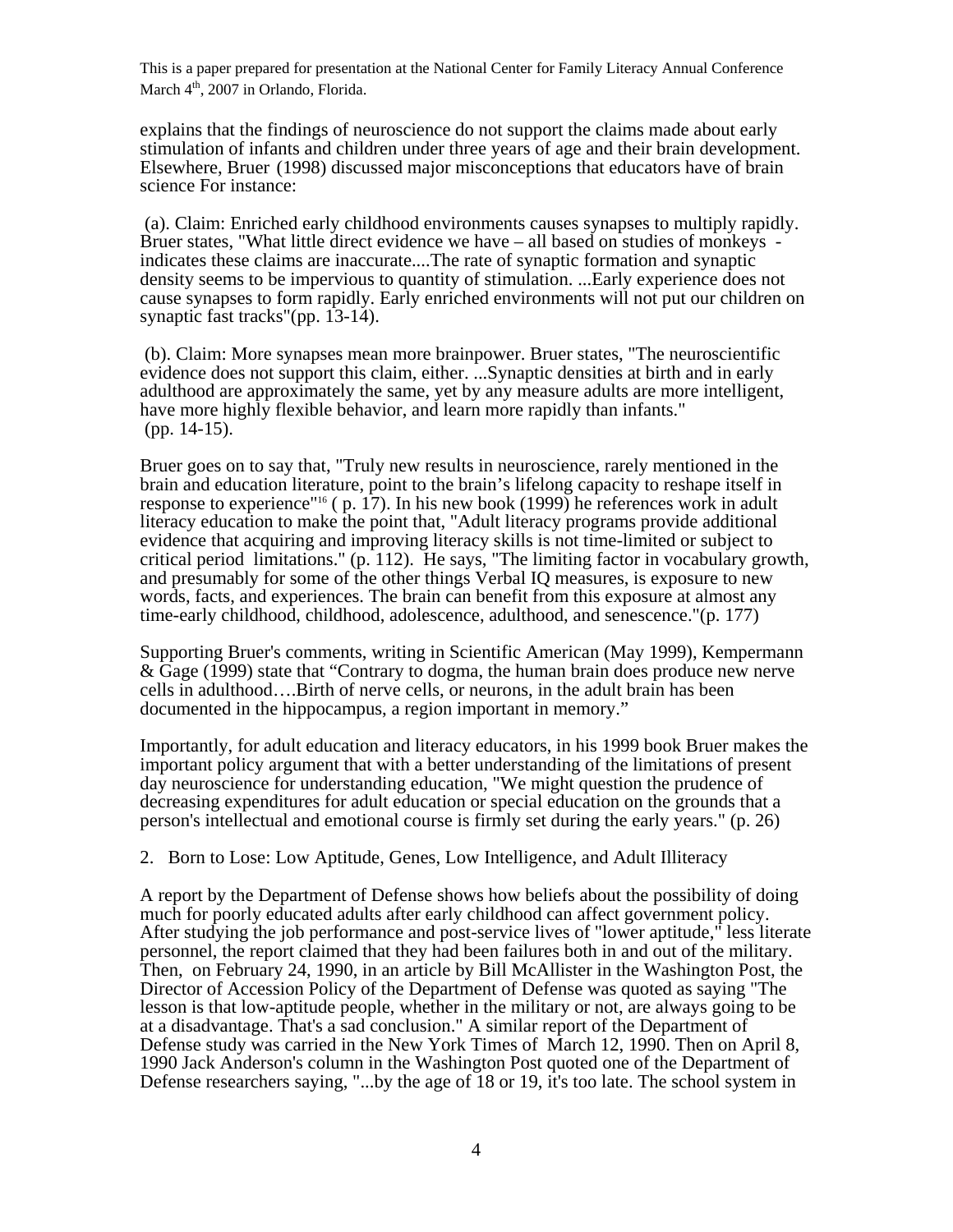explains that the findings of neuroscience do not support the claims made about early stimulation of infants and children under three years of age and their brain development. Elsewhere, Bruer (1998) discussed major misconceptions that educators have of brain science For instance:

(a). Claim: Enriched early childhood environments causes synapses to multiply rapidly. Bruer states, "What little direct evidence we have – all based on studies of monkeys - indicates these claims are inaccurate....The rate of synaptic formation and synaptic density seems to be impervious to quantity of stimulation. ...Early experience does not cause synapses to form rapidly. Early enriched environments will not put our children on synaptic fast tracks"(pp. 13-14).

(b). Claim: More synapses mean more brainpower. Bruer states, "The neuroscientific evidence does not support this claim, either. ...Synaptic densities at birth and in early adulthood are approximately the same, yet by any measure adults are more intelligent, have more highly flexible behavior, and learn more rapidly than infants." (pp. 14-15).

Bruer goes on to say that, "Truly new results in neuroscience, rarely mentioned in the brain and education literature, point to the brain's lifelong capacity to reshape itself in response to experience"[16] ( p. 17). In his new book (1999) he references work in adult literacy education to make the point that, "Adult literacy programs provide additional evidence that acquiring and improving literacy skills is not time-limited or subject to critical period limitations." (p. 112). He says, "The limiting factor in vocabulary growth, and presumably for some of the other things Verbal IQ measures, is exposure to new words, facts, and experiences. The brain can benefit from this exposure at almost any time-early childhood, childhood, adolescence, adulthood, and senescence."(p. 177)

Supporting Bruer's comments, writing in Scientific American (May 1999), Kempermann & Gage (1999) state that "Contrary to dogma, the human brain does produce new nerve cells in adulthood….Birth of nerve cells, or neurons, in the adult brain has been documented in the hippocampus, a region important in memory."

Importantly, for adult education and literacy educators, in his 1999 book Bruer makes the important policy argument that with a better understanding of the limitations of present day neuroscience for understanding education, "We might question the prudence of decreasing expenditures for adult education or special education on the grounds that a person's intellectual and emotional course is firmly set during the early years." (p. 26)

2. Born to Lose: Low Aptitude, Genes, Low Intelligence, and Adult Illiteracy

A report by the Department of Defense shows how beliefs about the possibility of doing much for poorly educated adults after early childhood can affect government policy. After studying the job performance and post-service lives of "lower aptitude," less literate personnel, the report claimed that they had been failures both in and out of the military. Then, on February 24, 1990, in an article by Bill McAllister in the Washington Post, the Director of Accession Policy of the Department of Defense was quoted as saying "The lesson is that low-aptitude people, whether in the military or not, are always going to be at a disadvantage. That's a sad conclusion." A similar report of the Department of Defense study was carried in the New York Times of March 12, 1990. Then on April 8, 1990 Jack Anderson's column in the Washington Post quoted one of the Department of Defense researchers saying, "...by the age of 18 or 19, it's too late. The school system in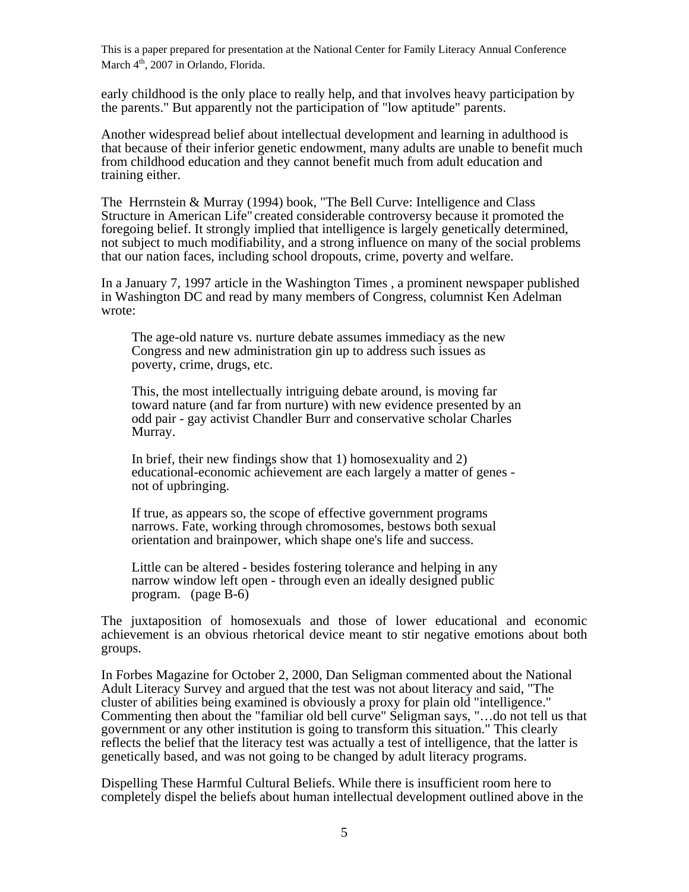early childhood is the only place to really help, and that involves heavy participation by the parents." But apparently not the participation of "low aptitude" parents.

Another widespread belief about intellectual development and learning in adulthood is that because of their inferior genetic endowment, many adults are unable to benefit much from childhood education and they cannot benefit much from adult education and training either.

The Herrnstein & Murray (1994) book, "The Bell Curve: Intelligence and Class Structure in American Life" created considerable controversy because it promoted the foregoing belief. It strongly implied that intelligence is largely genetically determined, not subject to much modifiability, and a strong influence on many of the social problems that our nation faces, including school dropouts, crime, poverty and welfare.

In a January 7, 1997 article in the Washington Times , a prominent newspaper published in Washington DC and read by many members of Congress, columnist Ken Adelman wrote:

> The age-old nature vs. nurture debate assumes immediacy as the new Congress and new administration gin up to address such issues as poverty, crime, drugs, etc.
>
> This, the most intellectually intriguing debate around, is moving far toward nature (and far from nurture) with new evidence presented by an odd pair - gay activist Chandler Burr and conservative scholar Charles Murray.
>
> In brief, their new findings show that 1) homosexuality and 2) educational-economic achievement are each largely a matter of genes - not of upbringing.
>
> If true, as appears so, the scope of effective government programs narrows. Fate, working through chromosomes, bestows both sexual orientation and brainpower, which shape one's life and success.
>
> Little can be altered - besides fostering tolerance and helping in any narrow window left open - through even an ideally designed public program. (page B-6)

The juxtaposition of homosexuals and those of lower educational and economic achievement is an obvious rhetorical device meant to stir negative emotions about both groups.

In Forbes Magazine for October 2, 2000, Dan Seligman commented about the National Adult Literacy Survey and argued that the test was not about literacy and said, "The cluster of abilities being examined is obviously a proxy for plain old "intelligence." Commenting then about the "familiar old bell curve" Seligman says, "…do not tell us that government or any other institution is going to transform this situation." This clearly reflects the belief that the literacy test was actually a test of intelligence, that the latter is genetically based, and was not going to be changed by adult literacy programs.

Dispelling These Harmful Cultural Beliefs. While there is insufficient room here to completely dispel the beliefs about human intellectual development outlined above in the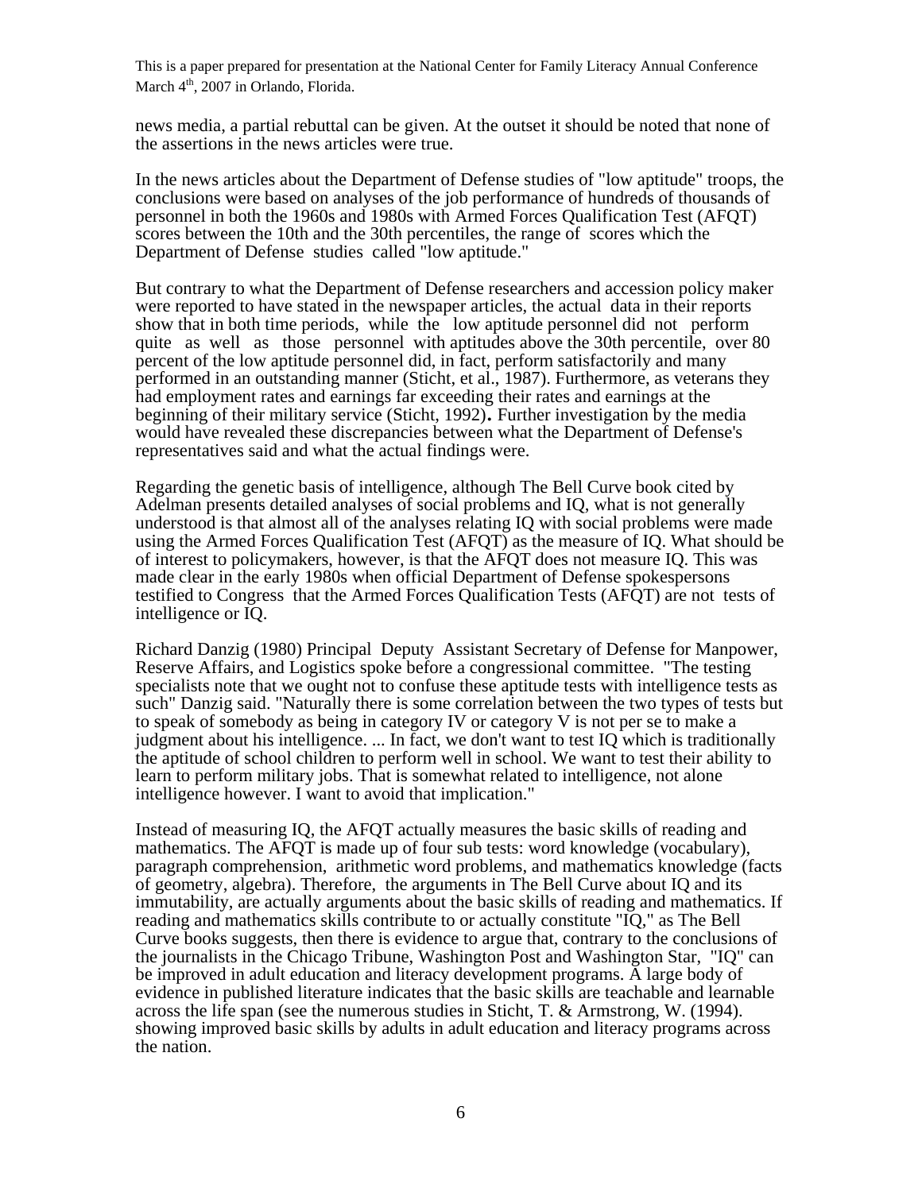news media, a partial rebuttal can be given. At the outset it should be noted that none of the assertions in the news articles were true.

In the news articles about the Department of Defense studies of "low aptitude" troops, the conclusions were based on analyses of the job performance of hundreds of thousands of personnel in both the 1960s and 1980s with Armed Forces Qualification Test (AFQT) scores between the 10th and the 30th percentiles, the range of scores which the Department of Defense studies called "low aptitude."

But contrary to what the Department of Defense researchers and accession policy maker were reported to have stated in the newspaper articles, the actual data in their reports show that in both time periods, while the low aptitude personnel did not perform quite as well as those personnel with aptitudes above the 30th percentile, over 80 percent of the low aptitude personnel did, in fact, perform satisfactorily and many performed in an outstanding manner (Sticht, et al., 1987). Furthermore, as veterans they had employment rates and earnings far exceeding their rates and earnings at the beginning of their military service (Sticht, 1992). Further investigation by the media would have revealed these discrepancies between what the Department of Defense's representatives said and what the actual findings were.

Regarding the genetic basis of intelligence, although The Bell Curve book cited by Adelman presents detailed analyses of social problems and IQ, what is not generally understood is that almost all of the analyses relating IQ with social problems were made using the Armed Forces Qualification Test (AFQT) as the measure of IQ. What should be of interest to policymakers, however, is that the AFQT does not measure IQ. This was made clear in the early 1980s when official Department of Defense spokespersons testified to Congress that the Armed Forces Qualification Tests (AFQT) are not tests of intelligence or IQ.

Richard Danzig (1980) Principal Deputy Assistant Secretary of Defense for Manpower, Reserve Affairs, and Logistics spoke before a congressional committee. "The testing specialists note that we ought not to confuse these aptitude tests with intelligence tests as such" Danzig said. "Naturally there is some correlation between the two types of tests but to speak of somebody as being in category IV or category V is not per se to make a judgment about his intelligence. ... In fact, we don't want to test IQ which is traditionally the aptitude of school children to perform well in school. We want to test their ability to learn to perform military jobs. That is somewhat related to intelligence, not alone intelligence however. I want to avoid that implication."

Instead of measuring IQ, the AFQT actually measures the basic skills of reading and mathematics. The AFQT is made up of four sub tests: word knowledge (vocabulary), paragraph comprehension, arithmetic word problems, and mathematics knowledge (facts of geometry, algebra). Therefore, the arguments in The Bell Curve about IQ and its immutability, are actually arguments about the basic skills of reading and mathematics. If reading and mathematics skills contribute to or actually constitute "IQ," as The Bell Curve books suggests, then there is evidence to argue that, contrary to the conclusions of the journalists in the Chicago Tribune, Washington Post and Washington Star, "IQ" can be improved in adult education and literacy development programs. A large body of evidence in published literature indicates that the basic skills are teachable and learnable across the life span (see the numerous studies in Sticht, T. & Armstrong, W. (1994). showing improved basic skills by adults in adult education and literacy programs across the nation.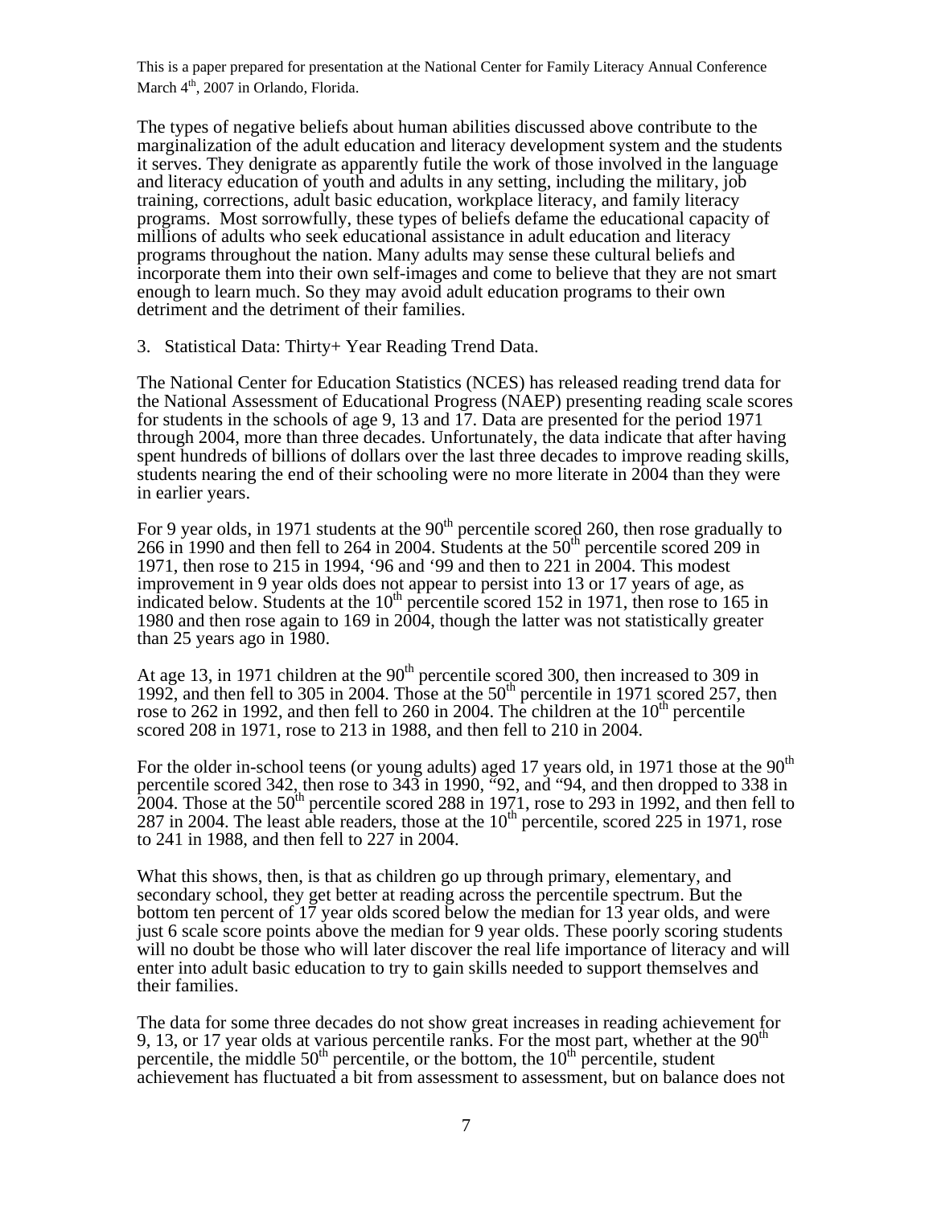The types of negative beliefs about human abilities discussed above contribute to the marginalization of the adult education and literacy development system and the students it serves. They denigrate as apparently futile the work of those involved in the language and literacy education of youth and adults in any setting, including the military, job training, corrections, adult basic education, workplace literacy, and family literacy programs. Most sorrowfully, these types of beliefs defame the educational capacity of millions of adults who seek educational assistance in adult education and literacy programs throughout the nation. Many adults may sense these cultural beliefs and incorporate them into their own self-images and come to believe that they are not smart enough to learn much. So they may avoid adult education programs to their own detriment and the detriment of their families.

3. Statistical Data: Thirty+ Year Reading Trend Data.

The National Center for Education Statistics (NCES) has released reading trend data for the National Assessment of Educational Progress (NAEP) presenting reading scale scores for students in the schools of age 9, 13 and 17. Data are presented for the period 1971 through 2004, more than three decades. Unfortunately, the data indicate that after having spent hundreds of billions of dollars over the last three decades to improve reading skills, students nearing the end of their schooling were no more literate in 2004 than they were in earlier years.

For 9 year olds, in 1971 students at the 90th percentile scored 260, then rose gradually to 266 in 1990 and then fell to 264 in 2004. Students at the 50th percentile scored 209 in 1971, then rose to 215 in 1994, '96 and '99 and then to 221 in 2004. This modest improvement in 9 year olds does not appear to persist into 13 or 17 years of age, as indicated below. Students at the 10th percentile scored 152 in 1971, then rose to 165 in 1980 and then rose again to 169 in 2004, though the latter was not statistically greater than 25 years ago in 1980.

At age 13, in 1971 children at the 90th percentile scored 300, then increased to 309 in 1992, and then fell to 305 in 2004. Those at the 50th percentile in 1971 scored 257, then rose to 262 in 1992, and then fell to 260 in 2004. The children at the 10th percentile scored 208 in 1971, rose to 213 in 1988, and then fell to 210 in 2004.

For the older in-school teens (or young adults) aged 17 years old, in 1971 those at the 90th percentile scored 342, then rose to 343 in 1990, "92, and "94, and then dropped to 338 in 2004. Those at the 50th percentile scored 288 in 1971, rose to 293 in 1992, and then fell to 287 in 2004. The least able readers, those at the 10th percentile, scored 225 in 1971, rose to 241 in 1988, and then fell to 227 in 2004.

What this shows, then, is that as children go up through primary, elementary, and secondary school, they get better at reading across the percentile spectrum. But the bottom ten percent of 17 year olds scored below the median for 13 year olds, and were just 6 scale score points above the median for 9 year olds. These poorly scoring students will no doubt be those who will later discover the real life importance of literacy and will enter into adult basic education to try to gain skills needed to support themselves and their families.

The data for some three decades do not show great increases in reading achievement for 9, 13, or 17 year olds at various percentile ranks. For the most part, whether at the 90th percentile, the middle 50th percentile, or the bottom, the 10th percentile, student achievement has fluctuated a bit from assessment to assessment, but on balance does not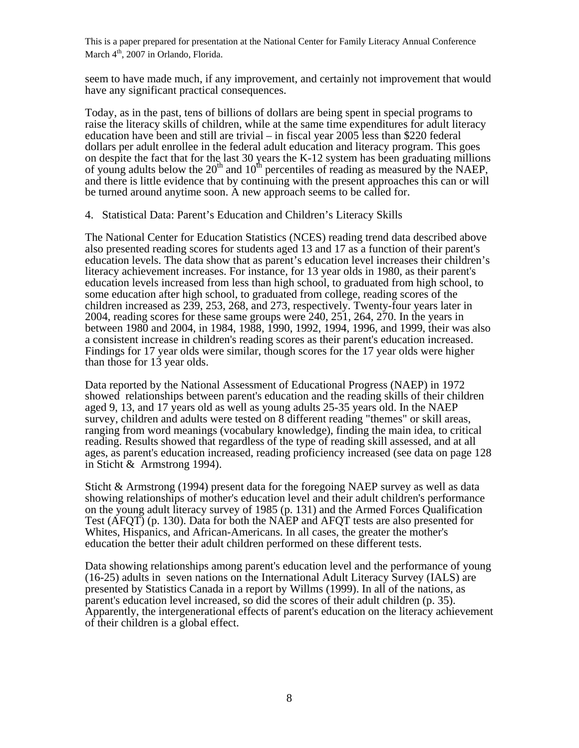seem to have made much, if any improvement, and certainly not improvement that would have any significant practical consequences.

Today, as in the past, tens of billions of dollars are being spent in special programs to raise the literacy skills of children, while at the same time expenditures for adult literacy education have been and still are trivial – in fiscal year 2005 less than $220 federal dollars per adult enrollee in the federal adult education and literacy program. This goes on despite the fact that for the last 30 years the K-12 system has been graduating millions of young adults below the 20th and 10th percentiles of reading as measured by the NAEP, and there is little evidence that by continuing with the present approaches this can or will be turned around anytime soon. A new approach seems to be called for.

4. Statistical Data: Parent's Education and Children's Literacy Skills

The National Center for Education Statistics (NCES) reading trend data described above also presented reading scores for students aged 13 and 17 as a function of their parent's education levels. The data show that as parent's education level increases their children's literacy achievement increases. For instance, for 13 year olds in 1980, as their parent's education levels increased from less than high school, to graduated from high school, to some education after high school, to graduated from college, reading scores of the children increased as 239, 253, 268, and 273, respectively. Twenty-four years later in 2004, reading scores for these same groups were 240, 251, 264, 270. In the years in between 1980 and 2004, in 1984, 1988, 1990, 1992, 1994, 1996, and 1999, their was also a consistent increase in children's reading scores as their parent's education increased. Findings for 17 year olds were similar, though scores for the 17 year olds were higher than those for 13 year olds.

Data reported by the National Assessment of Educational Progress (NAEP) in 1972 showed relationships between parent's education and the reading skills of their children aged 9, 13, and 17 years old as well as young adults 25-35 years old. In the NAEP survey, children and adults were tested on 8 different reading "themes" or skill areas, ranging from word meanings (vocabulary knowledge), finding the main idea, to critical reading. Results showed that regardless of the type of reading skill assessed, and at all ages, as parent's education increased, reading proficiency increased (see data on page 128 in Sticht & Armstrong 1994).

Sticht & Armstrong (1994) present data for the foregoing NAEP survey as well as data showing relationships of mother's education level and their adult children's performance on the young adult literacy survey of 1985 (p. 131) and the Armed Forces Qualification Test (AFQT) (p. 130). Data for both the NAEP and AFQT tests are also presented for Whites, Hispanics, and African-Americans. In all cases, the greater the mother's education the better their adult children performed on these different tests.

Data showing relationships among parent's education level and the performance of young (16-25) adults in seven nations on the International Adult Literacy Survey (IALS) are presented by Statistics Canada in a report by Willms (1999). In all of the nations, as parent's education level increased, so did the scores of their adult children (p. 35). Apparently, the intergenerational effects of parent's education on the literacy achievement of their children is a global effect.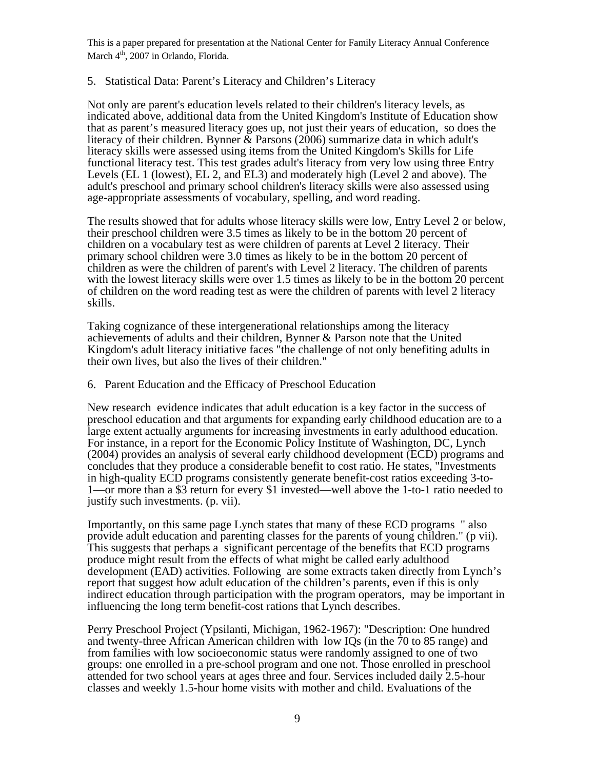5. Statistical Data: Parent's Literacy and Children's Literacy

Not only are parent's education levels related to their children's literacy levels, as indicated above, additional data from the United Kingdom's Institute of Education show that as parent's measured literacy goes up, not just their years of education, so does the literacy of their children. Bynner & Parsons (2006) summarize data in which adult's literacy skills were assessed using items from the United Kingdom's Skills for Life functional literacy test. This test grades adult's literacy from very low using three Entry Levels (EL 1 (lowest), EL 2, and EL3) and moderately high (Level 2 and above). The adult's preschool and primary school children's literacy skills were also assessed using age-appropriate assessments of vocabulary, spelling, and word reading.

The results showed that for adults whose literacy skills were low, Entry Level 2 or below, their preschool children were 3.5 times as likely to be in the bottom 20 percent of children on a vocabulary test as were children of parents at Level 2 literacy. Their primary school children were 3.0 times as likely to be in the bottom 20 percent of children as were the children of parent's with Level 2 literacy. The children of parents with the lowest literacy skills were over 1.5 times as likely to be in the bottom 20 percent of children on the word reading test as were the children of parents with level 2 literacy skills.

Taking cognizance of these intergenerational relationships among the literacy achievements of adults and their children, Bynner & Parson note that the United Kingdom's adult literacy initiative faces "the challenge of not only benefiting adults in their own lives, but also the lives of their children."

6. Parent Education and the Efficacy of Preschool Education

New research evidence indicates that adult education is a key factor in the success of preschool education and that arguments for expanding early childhood education are to a large extent actually arguments for increasing investments in early adulthood education. For instance, in a report for the Economic Policy Institute of Washington, DC, Lynch (2004) provides an analysis of several early childhood development (ECD) programs and concludes that they produce a considerable benefit to cost ratio. He states, "Investments in high-quality ECD programs consistently generate benefit-cost ratios exceeding 3-to-1—or more than a $3 return for every $1 invested—well above the 1-to-1 ratio needed to justify such investments. (p. vii).

Importantly, on this same page Lynch states that many of these ECD programs " also provide adult education and parenting classes for the parents of young children." (p vii). This suggests that perhaps a significant percentage of the benefits that ECD programs produce might result from the effects of what might be called early adulthood development (EAD) activities. Following are some extracts taken directly from Lynch's report that suggest how adult education of the children's parents, even if this is only indirect education through participation with the program operators, may be important in influencing the long term benefit-cost rations that Lynch describes.

Perry Preschool Project (Ypsilanti, Michigan, 1962-1967): "Description: One hundred and twenty-three African American children with low IQs (in the 70 to 85 range) and from families with low socioeconomic status were randomly assigned to one of two groups: one enrolled in a pre-school program and one not. Those enrolled in preschool attended for two school years at ages three and four. Services included daily 2.5-hour classes and weekly 1.5-hour home visits with mother and child. Evaluations of the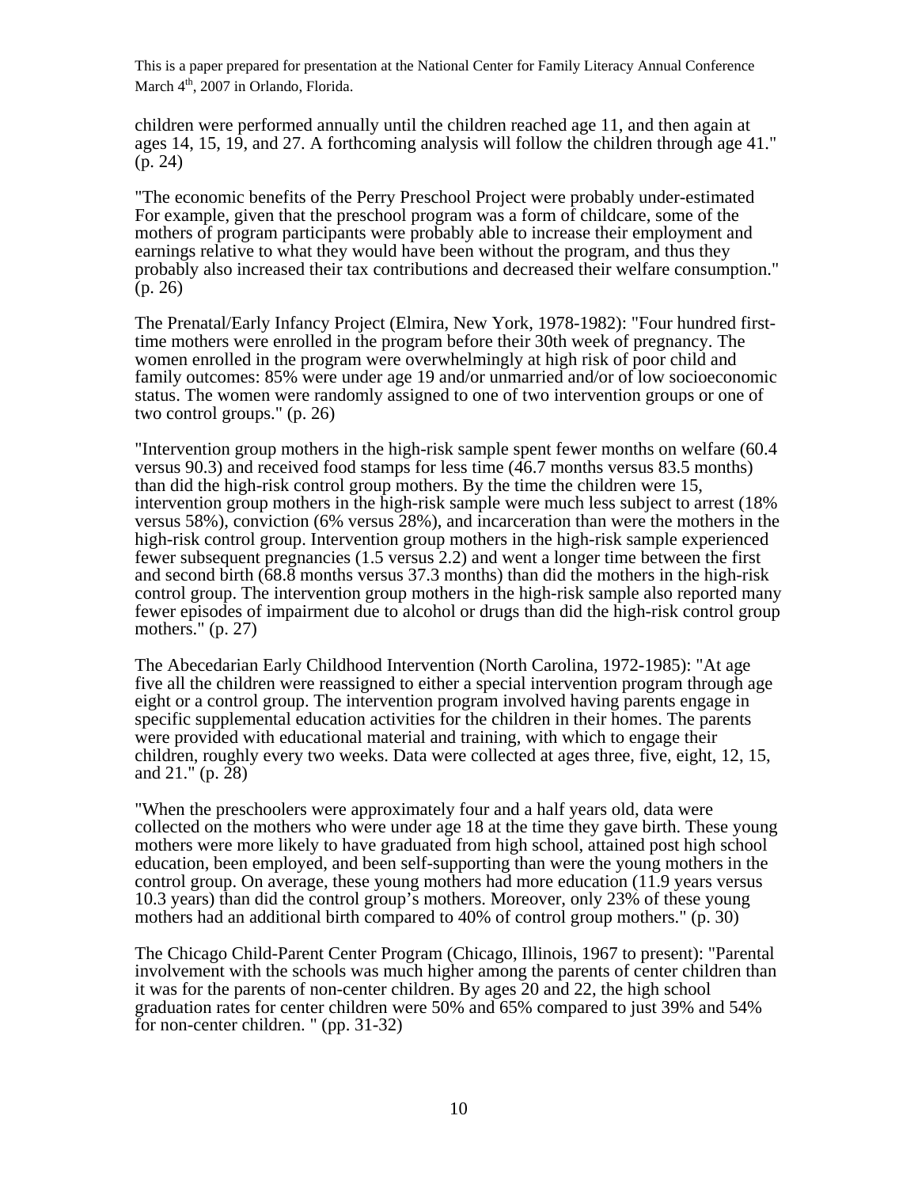children were performed annually until the children reached age 11, and then again at ages 14, 15, 19, and 27. A forthcoming analysis will follow the children through age 41." (p. 24)

"The economic benefits of the Perry Preschool Project were probably under-estimated For example, given that the preschool program was a form of childcare, some of the mothers of program participants were probably able to increase their employment and earnings relative to what they would have been without the program, and thus they probably also increased their tax contributions and decreased their welfare consumption." (p. 26)

The Prenatal/Early Infancy Project (Elmira, New York, 1978-1982): "Four hundred first-time mothers were enrolled in the program before their 30th week of pregnancy. The women enrolled in the program were overwhelmingly at high risk of poor child and family outcomes: 85% were under age 19 and/or unmarried and/or of low socioeconomic status. The women were randomly assigned to one of two intervention groups or one of two control groups." (p. 26)

"Intervention group mothers in the high-risk sample spent fewer months on welfare (60.4 versus 90.3) and received food stamps for less time (46.7 months versus 83.5 months) than did the high-risk control group mothers. By the time the children were 15, intervention group mothers in the high-risk sample were much less subject to arrest (18% versus 58%), conviction (6% versus 28%), and incarceration than were the mothers in the high-risk control group. Intervention group mothers in the high-risk sample experienced fewer subsequent pregnancies (1.5 versus 2.2) and went a longer time between the first and second birth (68.8 months versus 37.3 months) than did the mothers in the high-risk control group. The intervention group mothers in the high-risk sample also reported many fewer episodes of impairment due to alcohol or drugs than did the high-risk control group mothers." (p. 27)

The Abecedarian Early Childhood Intervention (North Carolina, 1972-1985): "At age five all the children were reassigned to either a special intervention program through age eight or a control group. The intervention program involved having parents engage in specific supplemental education activities for the children in their homes. The parents were provided with educational material and training, with which to engage their children, roughly every two weeks. Data were collected at ages three, five, eight, 12, 15, and 21." (p. 28)

"When the preschoolers were approximately four and a half years old, data were collected on the mothers who were under age 18 at the time they gave birth. These young mothers were more likely to have graduated from high school, attained post high school education, been employed, and been self-supporting than were the young mothers in the control group. On average, these young mothers had more education (11.9 years versus 10.3 years) than did the control group's mothers. Moreover, only 23% of these young mothers had an additional birth compared to 40% of control group mothers." (p. 30)

The Chicago Child-Parent Center Program (Chicago, Illinois, 1967 to present): "Parental involvement with the schools was much higher among the parents of center children than it was for the parents of non-center children. By ages 20 and 22, the high school graduation rates for center children were 50% and 65% compared to just 39% and 54% for non-center children. " (pp. 31-32)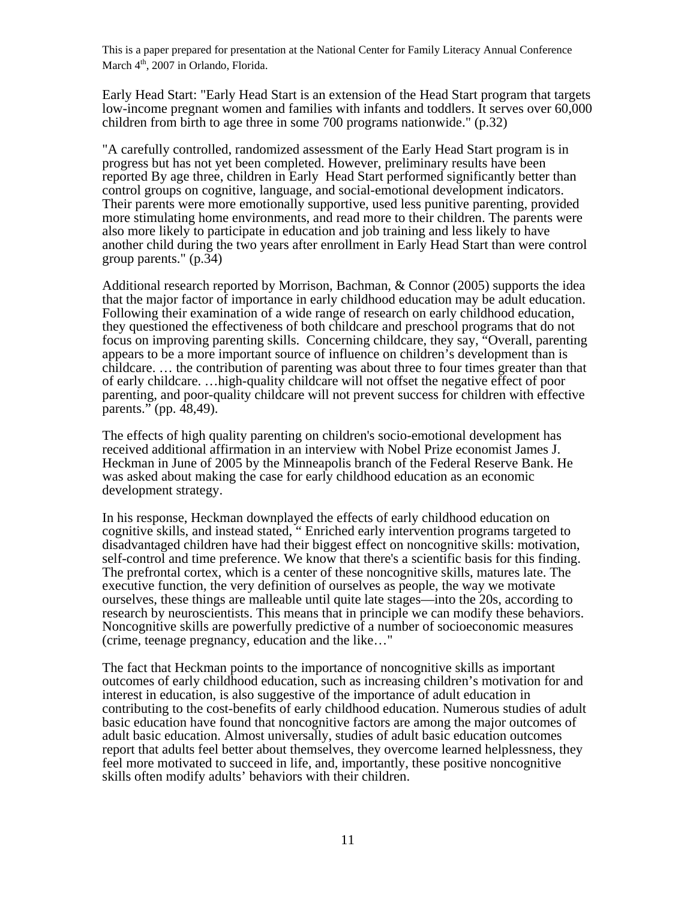Early Head Start: "Early Head Start is an extension of the Head Start program that targets low-income pregnant women and families with infants and toddlers. It serves over 60,000 children from birth to age three in some 700 programs nationwide." (p.32)

"A carefully controlled, randomized assessment of the Early Head Start program is in progress but has not yet been completed. However, preliminary results have been reported By age three, children in Early Head Start performed significantly better than control groups on cognitive, language, and social-emotional development indicators. Their parents were more emotionally supportive, used less punitive parenting, provided more stimulating home environments, and read more to their children. The parents were also more likely to participate in education and job training and less likely to have another child during the two years after enrollment in Early Head Start than were control group parents." (p.34)

Additional research reported by Morrison, Bachman, & Connor (2005) supports the idea that the major factor of importance in early childhood education may be adult education. Following their examination of a wide range of research on early childhood education, they questioned the effectiveness of both childcare and preschool programs that do not focus on improving parenting skills. Concerning childcare, they say, "Overall, parenting appears to be a more important source of influence on children's development than is childcare. … the contribution of parenting was about three to four times greater than that of early childcare. …high-quality childcare will not offset the negative effect of poor parenting, and poor-quality childcare will not prevent success for children with effective parents." (pp. 48,49).

The effects of high quality parenting on children's socio-emotional development has received additional affirmation in an interview with Nobel Prize economist James J. Heckman in June of 2005 by the Minneapolis branch of the Federal Reserve Bank. He was asked about making the case for early childhood education as an economic development strategy.

In his response, Heckman downplayed the effects of early childhood education on cognitive skills, and instead stated, " Enriched early intervention programs targeted to disadvantaged children have had their biggest effect on noncognitive skills: motivation, self-control and time preference. We know that there's a scientific basis for this finding. The prefrontal cortex, which is a center of these noncognitive skills, matures late. The executive function, the very definition of ourselves as people, the way we motivate ourselves, these things are malleable until quite late stages—into the 20s, according to research by neuroscientists. This means that in principle we can modify these behaviors. Noncognitive skills are powerfully predictive of a number of socioeconomic measures (crime, teenage pregnancy, education and the like…"

The fact that Heckman points to the importance of noncognitive skills as important outcomes of early childhood education, such as increasing children's motivation for and interest in education, is also suggestive of the importance of adult education in contributing to the cost-benefits of early childhood education. Numerous studies of adult basic education have found that noncognitive factors are among the major outcomes of adult basic education. Almost universally, studies of adult basic education outcomes report that adults feel better about themselves, they overcome learned helplessness, they feel more motivated to succeed in life, and, importantly, these positive noncognitive skills often modify adults' behaviors with their children.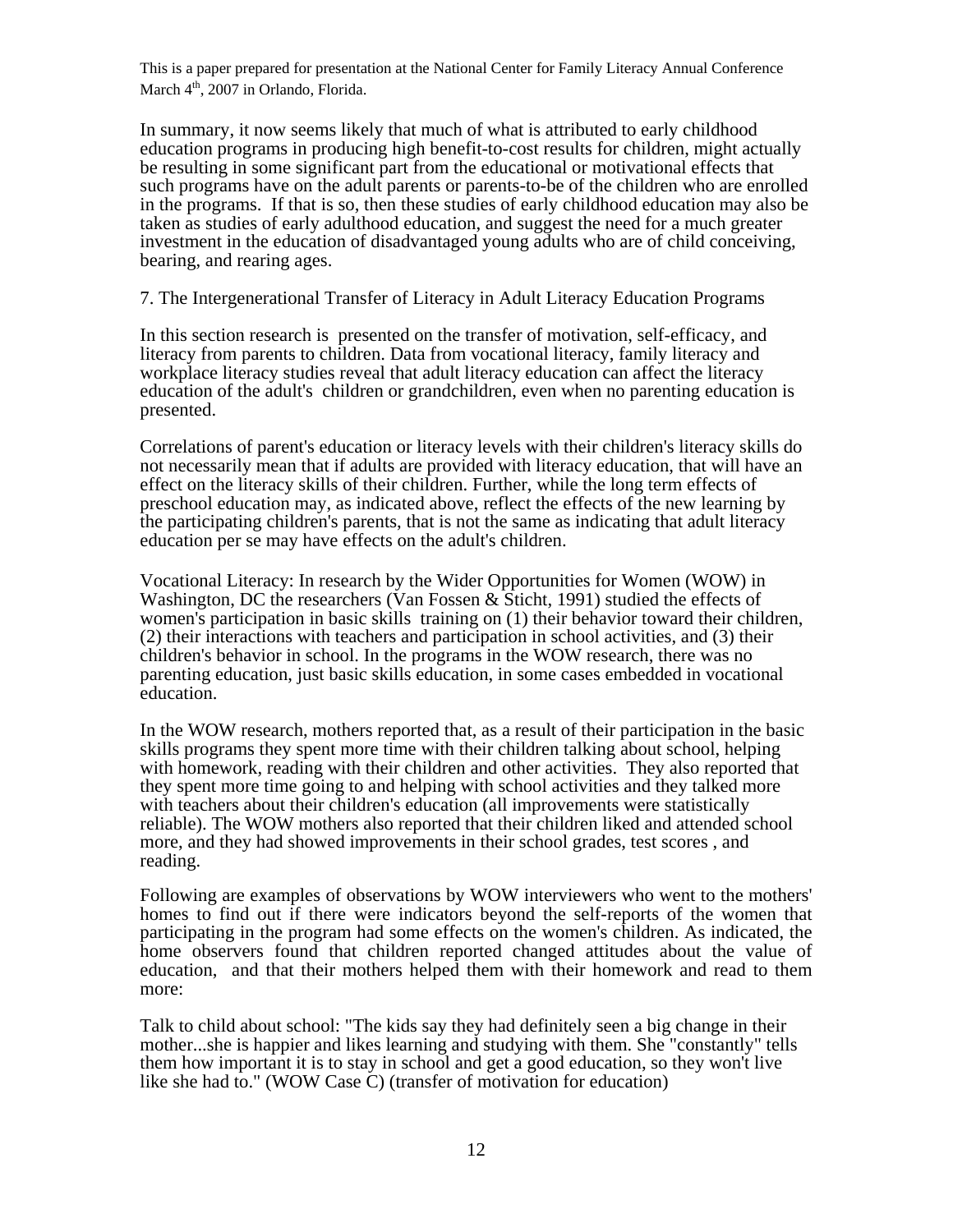In summary, it now seems likely that much of what is attributed to early childhood education programs in producing high benefit-to-cost results for children, might actually be resulting in some significant part from the educational or motivational effects that such programs have on the adult parents or parents-to-be of the children who are enrolled in the programs. If that is so, then these studies of early childhood education may also be taken as studies of early adulthood education, and suggest the need for a much greater investment in the education of disadvantaged young adults who are of child conceiving, bearing, and rearing ages.

## 7. The Intergenerational Transfer of Literacy in Adult Literacy Education Programs

In this section research is presented on the transfer of motivation, self-efficacy, and literacy from parents to children. Data from vocational literacy, family literacy and workplace literacy studies reveal that adult literacy education can affect the literacy education of the adult's children or grandchildren, even when no parenting education is presented.

Correlations of parent's education or literacy levels with their children's literacy skills do not necessarily mean that if adults are provided with literacy education, that will have an effect on the literacy skills of their children. Further, while the long term effects of preschool education may, as indicated above, reflect the effects of the new learning by the participating children's parents, that is not the same as indicating that adult literacy education per se may have effects on the adult's children.

Vocational Literacy: In research by the Wider Opportunities for Women (WOW) in Washington, DC the researchers (Van Fossen & Sticht, 1991) studied the effects of women's participation in basic skills training on (1) their behavior toward their children, (2) their interactions with teachers and participation in school activities, and (3) their children's behavior in school. In the programs in the WOW research, there was no parenting education, just basic skills education, in some cases embedded in vocational education.

In the WOW research, mothers reported that, as a result of their participation in the basic skills programs they spent more time with their children talking about school, helping with homework, reading with their children and other activities. They also reported that they spent more time going to and helping with school activities and they talked more with teachers about their children's education (all improvements were statistically reliable). The WOW mothers also reported that their children liked and attended school more, and they had showed improvements in their school grades, test scores , and reading.

Following are examples of observations by WOW interviewers who went to the mothers' homes to find out if there were indicators beyond the self-reports of the women that participating in the program had some effects on the women's children. As indicated, the home observers found that children reported changed attitudes about the value of education, and that their mothers helped them with their homework and read to them more:

Talk to child about school: "The kids say they had definitely seen a big change in their mother...she is happier and likes learning and studying with them. She "constantly" tells them how important it is to stay in school and get a good education, so they won't live like she had to." (WOW Case C) (transfer of motivation for education)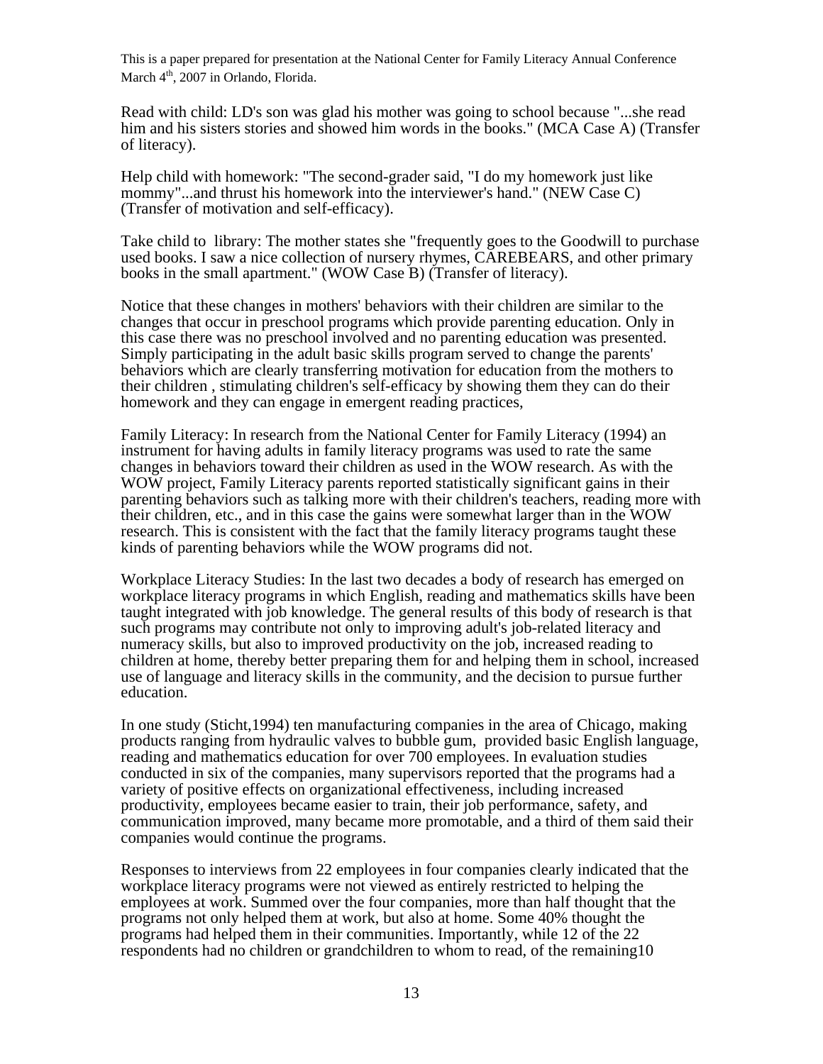Read with child: LD's son was glad his mother was going to school because "...she read him and his sisters stories and showed him words in the books." (MCA Case A) (Transfer of literacy).

Help child with homework: "The second-grader said, "I do my homework just like mommy"...and thrust his homework into the interviewer's hand." (NEW Case C) (Transfer of motivation and self-efficacy).

Take child to  library: The mother states she "frequently goes to the Goodwill to purchase used books. I saw a nice collection of nursery rhymes, CAREBEARS, and other primary books in the small apartment." (WOW Case B) (Transfer of literacy).

Notice that these changes in mothers' behaviors with their children are similar to the changes that occur in preschool programs which provide parenting education. Only in this case there was no preschool involved and no parenting education was presented. Simply participating in the adult basic skills program served to change the parents' behaviors which are clearly transferring motivation for education from the mothers to their children , stimulating children's self-efficacy by showing them they can do their homework and they can engage in emergent reading practices,

Family Literacy: In research from the National Center for Family Literacy (1994) an instrument for having adults in family literacy programs was used to rate the same changes in behaviors toward their children as used in the WOW research. As with the WOW project, Family Literacy parents reported statistically significant gains in their parenting behaviors such as talking more with their children's teachers, reading more with their children, etc., and in this case the gains were somewhat larger than in the WOW research. This is consistent with the fact that the family literacy programs taught these kinds of parenting behaviors while the WOW programs did not.

Workplace Literacy Studies: In the last two decades a body of research has emerged on workplace literacy programs in which English, reading and mathematics skills have been taught integrated with job knowledge. The general results of this body of research is that such programs may contribute not only to improving adult's job-related literacy and numeracy skills, but also to improved productivity on the job, increased reading to children at home, thereby better preparing them for and helping them in school, increased use of language and literacy skills in the community, and the decision to pursue further education.

In one study (Sticht,1994) ten manufacturing companies in the area of Chicago, making products ranging from hydraulic valves to bubble gum,  provided basic English language, reading and mathematics education for over 700 employees. In evaluation studies conducted in six of the companies, many supervisors reported that the programs had a variety of positive effects on organizational effectiveness, including increased productivity, employees became easier to train, their job performance, safety, and communication improved, many became more promotable, and a third of them said their companies would continue the programs.

Responses to interviews from 22 employees in four companies clearly indicated that the workplace literacy programs were not viewed as entirely restricted to helping the employees at work. Summed over the four companies, more than half thought that the programs not only helped them at work, but also at home. Some 40% thought the programs had helped them in their communities. Importantly, while 12 of the 22 respondents had no children or grandchildren to whom to read, of the remaining10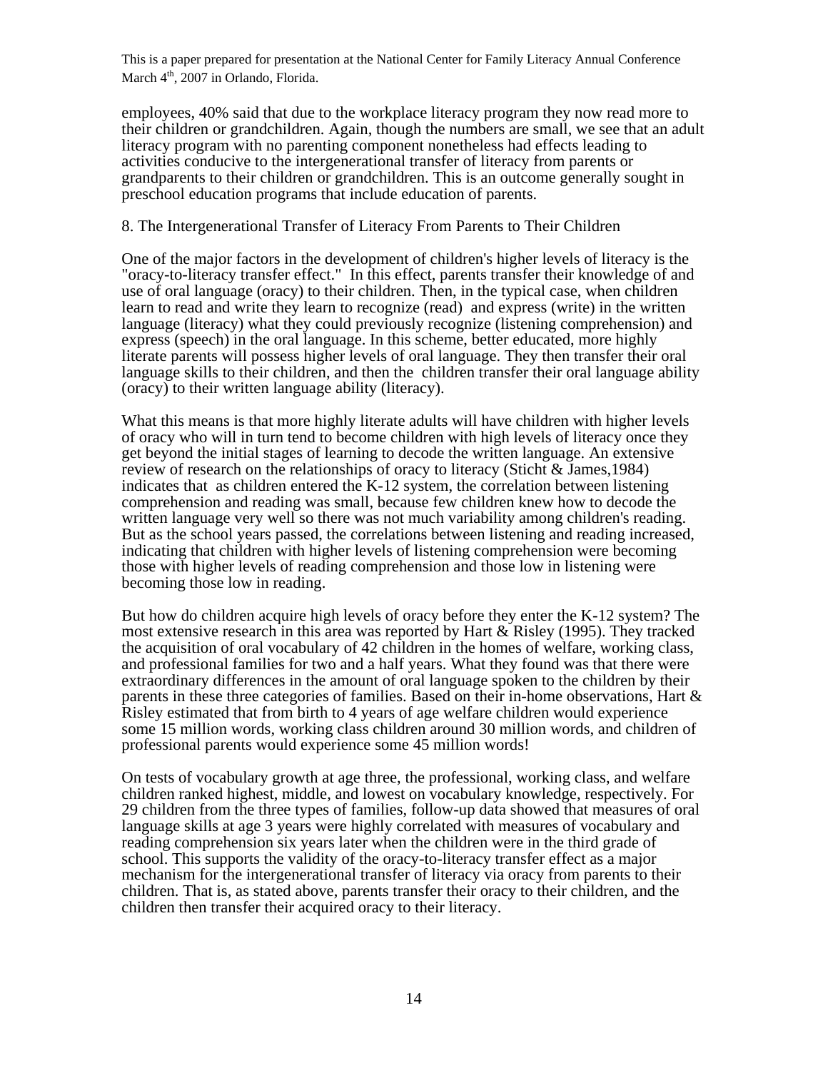employees, 40% said that due to the workplace literacy program they now read more to their children or grandchildren. Again, though the numbers are small, we see that an adult literacy program with no parenting component nonetheless had effects leading to activities conducive to the intergenerational transfer of literacy from parents or grandparents to their children or grandchildren. This is an outcome generally sought in preschool education programs that include education of parents.

## 8. The Intergenerational Transfer of Literacy From Parents to Their Children

One of the major factors in the development of children's higher levels of literacy is the "oracy-to-literacy transfer effect." In this effect, parents transfer their knowledge of and use of oral language (oracy) to their children. Then, in the typical case, when children learn to read and write they learn to recognize (read) and express (write) in the written language (literacy) what they could previously recognize (listening comprehension) and express (speech) in the oral language. In this scheme, better educated, more highly literate parents will possess higher levels of oral language. They then transfer their oral language skills to their children, and then the children transfer their oral language ability (oracy) to their written language ability (literacy).

What this means is that more highly literate adults will have children with higher levels of oracy who will in turn tend to become children with high levels of literacy once they get beyond the initial stages of learning to decode the written language. An extensive review of research on the relationships of oracy to literacy (Sticht & James,1984) indicates that as children entered the K-12 system, the correlation between listening comprehension and reading was small, because few children knew how to decode the written language very well so there was not much variability among children's reading. But as the school years passed, the correlations between listening and reading increased, indicating that children with higher levels of listening comprehension were becoming those with higher levels of reading comprehension and those low in listening were becoming those low in reading.

But how do children acquire high levels of oracy before they enter the K-12 system? The most extensive research in this area was reported by Hart & Risley (1995). They tracked the acquisition of oral vocabulary of 42 children in the homes of welfare, working class, and professional families for two and a half years. What they found was that there were extraordinary differences in the amount of oral language spoken to the children by their parents in these three categories of families. Based on their in-home observations, Hart & Risley estimated that from birth to 4 years of age welfare children would experience some 15 million words, working class children around 30 million words, and children of professional parents would experience some 45 million words!

On tests of vocabulary growth at age three, the professional, working class, and welfare children ranked highest, middle, and lowest on vocabulary knowledge, respectively. For 29 children from the three types of families, follow-up data showed that measures of oral language skills at age 3 years were highly correlated with measures of vocabulary and reading comprehension six years later when the children were in the third grade of school. This supports the validity of the oracy-to-literacy transfer effect as a major mechanism for the intergenerational transfer of literacy via oracy from parents to their children. That is, as stated above, parents transfer their oracy to their children, and the children then transfer their acquired oracy to their literacy.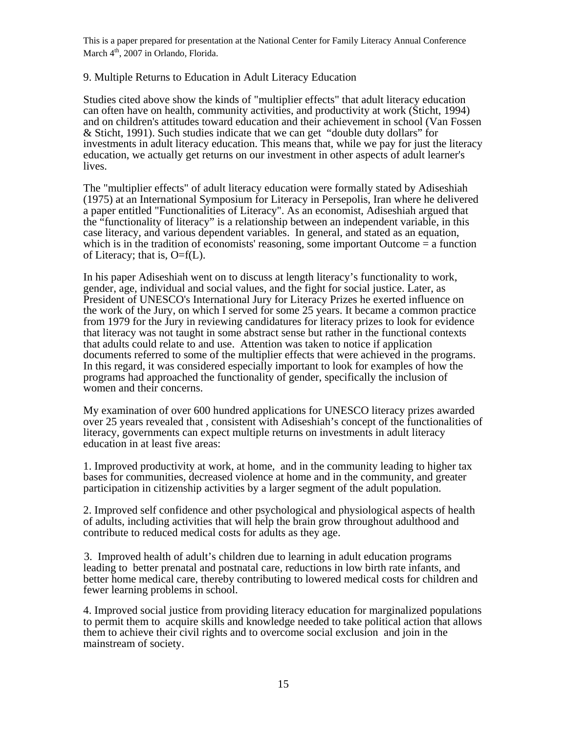## 9. Multiple Returns to Education in Adult Literacy Education

Studies cited above show the kinds of "multiplier effects" that adult literacy education can often have on health, community activities, and productivity at work (Sticht, 1994) and on children's attitudes toward education and their achievement in school (Van Fossen & Sticht, 1991). Such studies indicate that we can get "double duty dollars" for investments in adult literacy education. This means that, while we pay for just the literacy education, we actually get returns on our investment in other aspects of adult learner's lives.

The "multiplier effects" of adult literacy education were formally stated by Adiseshiah (1975) at an International Symposium for Literacy in Persepolis, Iran where he delivered a paper entitled "Functionalities of Literacy". As an economist, Adiseshiah argued that the "functionality of literacy" is a relationship between an independent variable, in this case literacy, and various dependent variables. In general, and stated as an equation, which is in the tradition of economists' reasoning, some important Outcome = a function of Literacy; that is, $O=f(L)$.

In his paper Adiseshiah went on to discuss at length literacy's functionality to work, gender, age, individual and social values, and the fight for social justice. Later, as President of UNESCO's International Jury for Literacy Prizes he exerted influence on the work of the Jury, on which I served for some 25 years. It became a common practice from 1979 for the Jury in reviewing candidatures for literacy prizes to look for evidence that literacy was not taught in some abstract sense but rather in the functional contexts that adults could relate to and use. Attention was taken to notice if application documents referred to some of the multiplier effects that were achieved in the programs. In this regard, it was considered especially important to look for examples of how the programs had approached the functionality of gender, specifically the inclusion of women and their concerns.

My examination of over 600 hundred applications for UNESCO literacy prizes awarded over 25 years revealed that , consistent with Adiseshiah's concept of the functionalities of literacy, governments can expect multiple returns on investments in adult literacy education in at least five areas:

1. Improved productivity at work, at home, and in the community leading to higher tax bases for communities, decreased violence at home and in the community, and greater participation in citizenship activities by a larger segment of the adult population.

2. Improved self confidence and other psychological and physiological aspects of health of adults, including activities that will help the brain grow throughout adulthood and contribute to reduced medical costs for adults as they age.

3. Improved health of adult's children due to learning in adult education programs leading to better prenatal and postnatal care, reductions in low birth rate infants, and better home medical care, thereby contributing to lowered medical costs for children and fewer learning problems in school.

4. Improved social justice from providing literacy education for marginalized populations to permit them to acquire skills and knowledge needed to take political action that allows them to achieve their civil rights and to overcome social exclusion and join in the mainstream of society.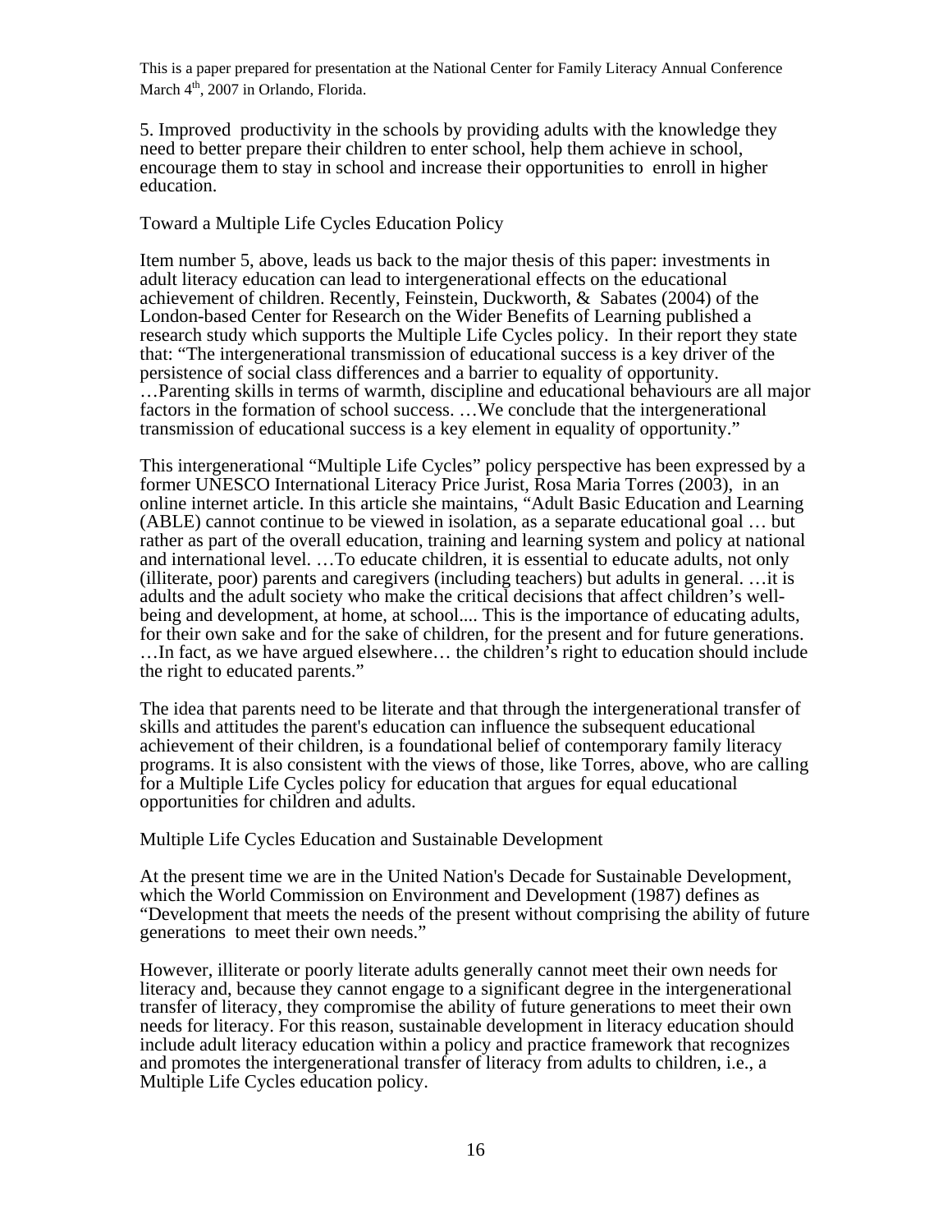5. Improved productivity in the schools by providing adults with the knowledge they need to better prepare their children to enter school, help them achieve in school, encourage them to stay in school and increase their opportunities to enroll in higher education.

## Toward a Multiple Life Cycles Education Policy

Item number 5, above, leads us back to the major thesis of this paper: investments in adult literacy education can lead to intergenerational effects on the educational achievement of children. Recently, Feinstein, Duckworth, & Sabates (2004) of the London-based Center for Research on the Wider Benefits of Learning published a research study which supports the Multiple Life Cycles policy. In their report they state that: "The intergenerational transmission of educational success is a key driver of the persistence of social class differences and a barrier to equality of opportunity. …Parenting skills in terms of warmth, discipline and educational behaviours are all major factors in the formation of school success. …We conclude that the intergenerational transmission of educational success is a key element in equality of opportunity."

This intergenerational "Multiple Life Cycles" policy perspective has been expressed by a former UNESCO International Literacy Price Jurist, Rosa Maria Torres (2003), in an online internet article. In this article she maintains, "Adult Basic Education and Learning (ABLE) cannot continue to be viewed in isolation, as a separate educational goal … but rather as part of the overall education, training and learning system and policy at national and international level. …To educate children, it is essential to educate adults, not only (illiterate, poor) parents and caregivers (including teachers) but adults in general. …it is adults and the adult society who make the critical decisions that affect children's well-being and development, at home, at school.... This is the importance of educating adults, for their own sake and for the sake of children, for the present and for future generations. …In fact, as we have argued elsewhere… the children's right to education should include the right to educated parents."

The idea that parents need to be literate and that through the intergenerational transfer of skills and attitudes the parent's education can influence the subsequent educational achievement of their children, is a foundational belief of contemporary family literacy programs. It is also consistent with the views of those, like Torres, above, who are calling for a Multiple Life Cycles policy for education that argues for equal educational opportunities for children and adults.

## Multiple Life Cycles Education and Sustainable Development

At the present time we are in the United Nation's Decade for Sustainable Development, which the World Commission on Environment and Development (1987) defines as "Development that meets the needs of the present without comprising the ability of future generations to meet their own needs."

However, illiterate or poorly literate adults generally cannot meet their own needs for literacy and, because they cannot engage to a significant degree in the intergenerational transfer of literacy, they compromise the ability of future generations to meet their own needs for literacy. For this reason, sustainable development in literacy education should include adult literacy education within a policy and practice framework that recognizes and promotes the intergenerational transfer of literacy from adults to children, i.e., a Multiple Life Cycles education policy.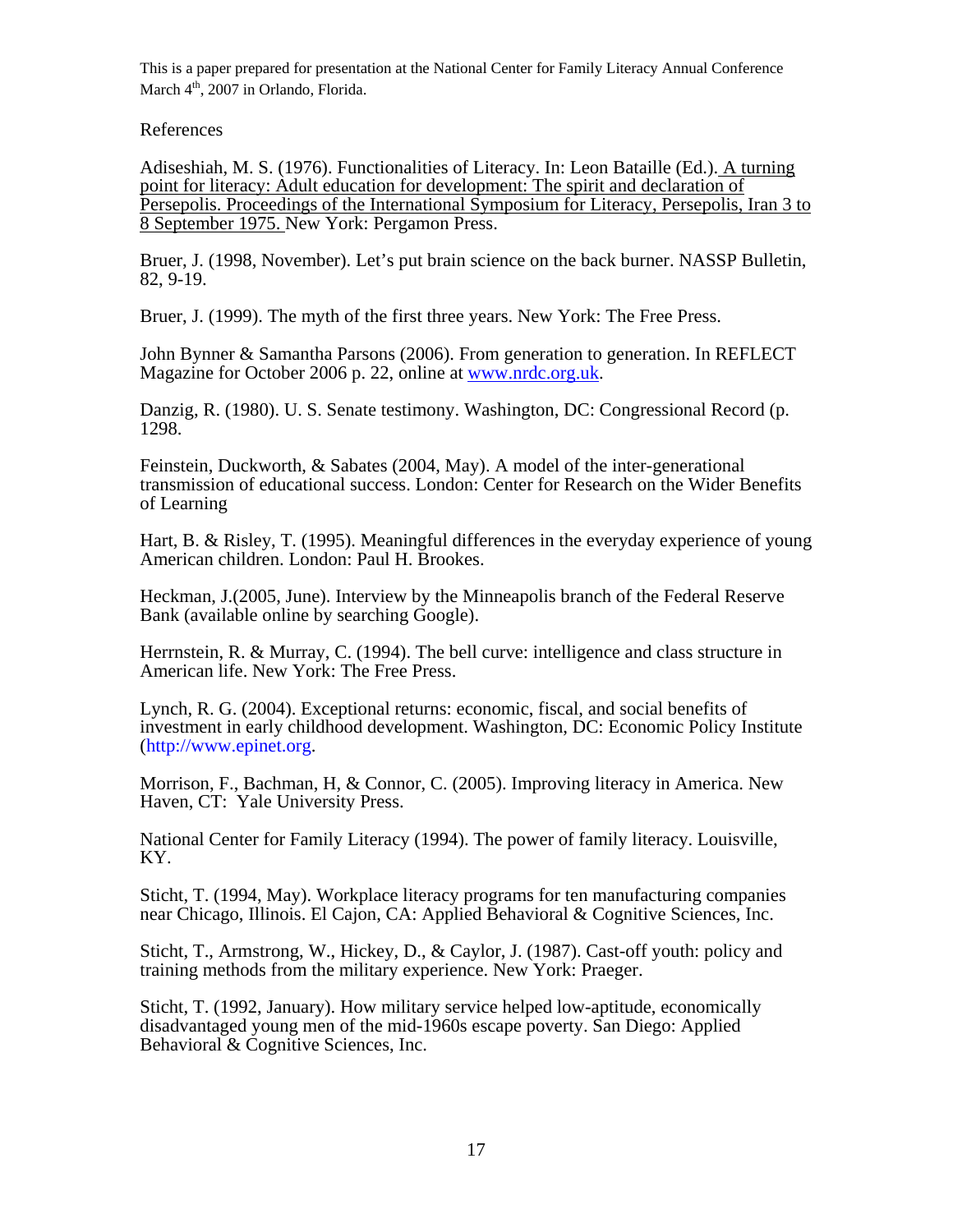References

Adiseshiah, M. S. (1976). Functionalities of Literacy. In: Leon Bataille (Ed.). A turning point for literacy: Adult education for development: The spirit and declaration of Persepolis. Proceedings of the International Symposium for Literacy, Persepolis, Iran 3 to 8 September 1975. New York: Pergamon Press.

Bruer, J. (1998, November). Let's put brain science on the back burner. NASSP Bulletin, 82, 9-19.

Bruer, J. (1999). The myth of the first three years. New York: The Free Press.

John Bynner & Samantha Parsons (2006). From generation to generation. In REFLECT Magazine for October 2006 p. 22, online at www.nrdc.org.uk.

Danzig, R. (1980). U. S. Senate testimony. Washington, DC: Congressional Record (p. 1298.

Feinstein, Duckworth, & Sabates (2004, May). A model of the inter-generational transmission of educational success. London: Center for Research on the Wider Benefits of Learning

Hart, B. & Risley, T. (1995). Meaningful differences in the everyday experience of young American children. London: Paul H. Brookes.

Heckman, J.(2005, June). Interview by the Minneapolis branch of the Federal Reserve Bank (available online by searching Google).

Herrnstein, R. & Murray, C. (1994). The bell curve: intelligence and class structure in American life. New York: The Free Press.

Lynch, R. G. (2004). Exceptional returns: economic, fiscal, and social benefits of investment in early childhood development. Washington, DC: Economic Policy Institute (http://www.epinet.org.

Morrison, F., Bachman, H, & Connor, C. (2005). Improving literacy in America. New Haven, CT: Yale University Press.

National Center for Family Literacy (1994). The power of family literacy. Louisville, KY.

Sticht, T. (1994, May). Workplace literacy programs for ten manufacturing companies near Chicago, Illinois. El Cajon, CA: Applied Behavioral & Cognitive Sciences, Inc.

Sticht, T., Armstrong, W., Hickey, D., & Caylor, J. (1987). Cast-off youth: policy and training methods from the military experience. New York: Praeger.

Sticht, T. (1992, January). How military service helped low-aptitude, economically disadvantaged young men of the mid-1960s escape poverty. San Diego: Applied Behavioral & Cognitive Sciences, Inc.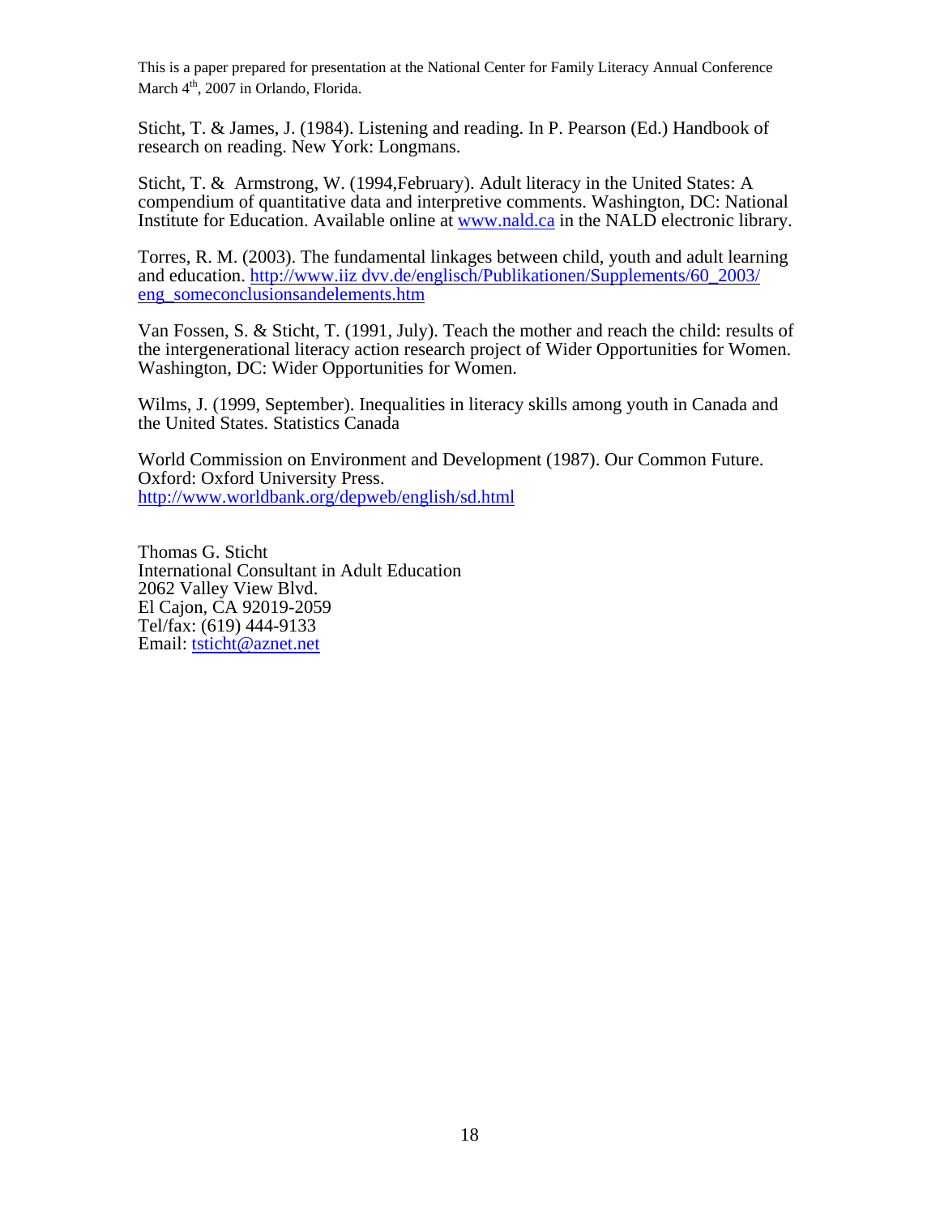Sticht, T. & James, J. (1984). Listening and reading. In P. Pearson (Ed.) Handbook of research on reading. New York: Longmans.

Sticht, T. & Armstrong, W. (1994,February). Adult literacy in the United States: A compendium of quantitative data and interpretive comments. Washington, DC: National Institute for Education. Available online at www.nald.ca in the NALD electronic library.

Torres, R. M. (2003). The fundamental linkages between child, youth and adult learning and education. http://www.iiz dvv.de/englisch/Publikationen/Supplements/60_2003/eng_someconclusionsandelements.htm

Van Fossen, S. & Sticht, T. (1991, July). Teach the mother and reach the child: results of the intergenerational literacy action research project of Wider Opportunities for Women. Washington, DC: Wider Opportunities for Women.

Wilms, J. (1999, September). Inequalities in literacy skills among youth in Canada and the United States. Statistics Canada

World Commission on Environment and Development (1987). Our Common Future. Oxford: Oxford University Press.
http://www.worldbank.org/depweb/english/sd.html

Thomas G. Sticht
International Consultant in Adult Education
2062 Valley View Blvd.
El Cajon, CA 92019-2059
Tel/fax: (619) 444-9133
Email: tsticht@aznet.net